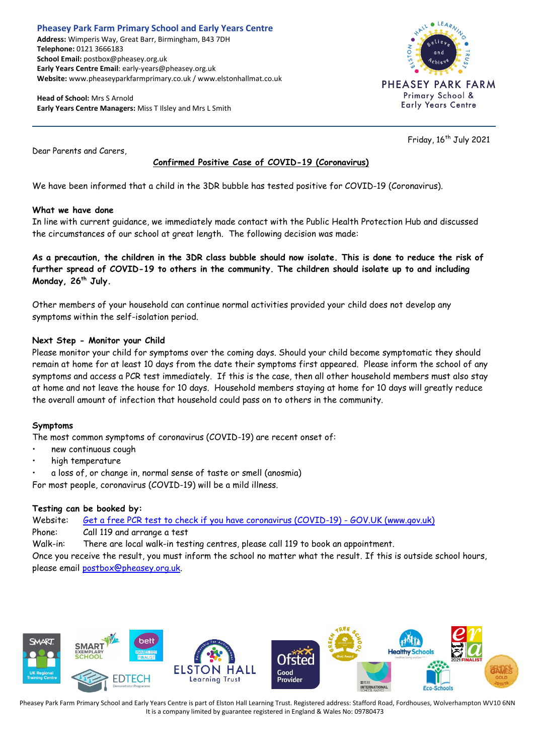**Pheasey Park Farm Primary School and Early Years Centre**
**Address:** Wimperis Way, Great Barr, Birmingham, B43 7DH
**Telephone:** 0121 3666183
**School Email:** postbox@pheasey.org.uk
**Early Years Centre Email**: early-years@pheasey.org.uk
**Website:** www.pheaseyparkfarmprimary.co.uk / www.elstonhallmat.co.uk

**Head of School:** Mrs S Arnold
**Early Years Centre Managers:** Miss T Ilsley and Mrs L Smith

PHEASEY PARK FARM
Primary School &
Early Years Centre

Friday, 16th July 2021

Dear Parents and Carers,

**Confirmed Positive Case of COVID-19 (Coronavirus)**

We have been informed that a child in the 3DR bubble has tested positive for COVID-19 (Coronavirus).

**What we have done**

In line with current guidance, we immediately made contact with the Public Health Protection Hub and discussed the circumstances of our school at great length. The following decision was made:

**As a precaution, the children in the 3DR class bubble should now isolate. This is done to reduce the risk of further spread of COVID-19 to others in the community. The children should isolate up to and including Monday, 26th July.**

Other members of your household can continue normal activities provided your child does not develop any symptoms within the self-isolation period.

**Next Step - Monitor your Child**

Please monitor your child for symptoms over the coming days. Should your child become symptomatic they should remain at home for at least 10 days from the date their symptoms first appeared. Please inform the school of any symptoms and access a PCR test immediately. If this is the case, then all other household members must also stay at home and not leave the house for 10 days. Household members staying at home for 10 days will greatly reduce the overall amount of infection that household could pass on to others in the community.

**Symptoms**

The most common symptoms of coronavirus (COVID-19) are recent onset of:

- new continuous cough
- high temperature
- a loss of, or change in, normal sense of taste or smell (anosmia)

For most people, coronavirus (COVID-19) will be a mild illness.

**Testing can be booked by:**

Website: Get a free PCR test to check if you have coronavirus (COVID-19) - GOV.UK (www.gov.uk)
Phone: Call 119 and arrange a test
Walk-in: There are local walk-in testing centres, please call 119 to book an appointment.

Once you receive the result, you must inform the school no matter what the result. If this is outside school hours, please email postbox@pheasey.org.uk.

Pheasey Park Farm Primary School and Early Years Centre is part of Elston Hall Learning Trust. Registered address: Stafford Road, Fordhouses, Wolverhampton WV10 6NN
It is a company limited by guarantee registered in England & Wales No: 09780473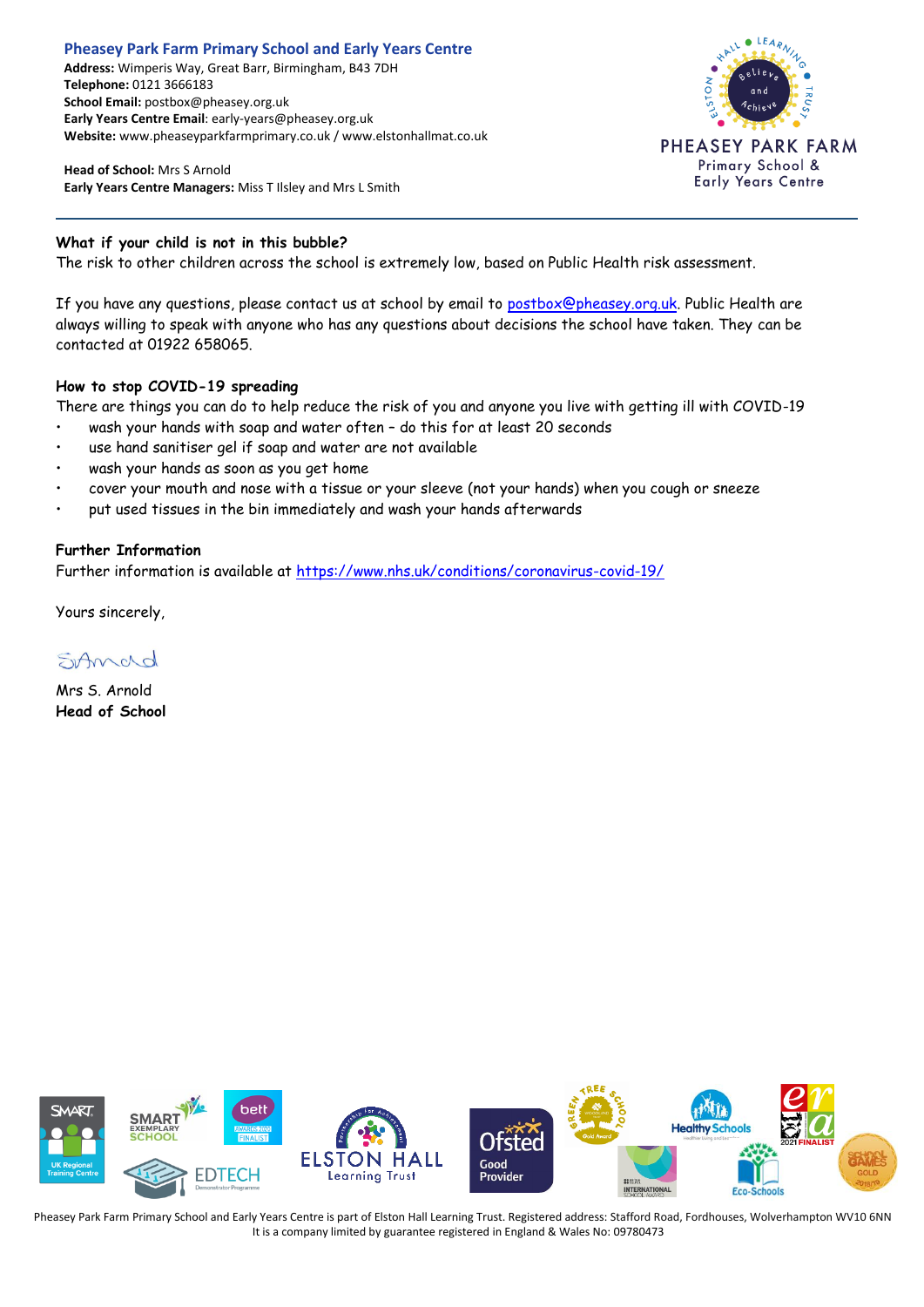**Pheasey Park Farm Primary School and Early Years Centre**
**Address:** Wimperis Way, Great Barr, Birmingham, B43 7DH
**Telephone:** 0121 3666183
**School Email:** postbox@pheasey.org.uk
**Early Years Centre Email**: early-years@pheasey.org.uk
**Website:** www.pheaseyparkfarmprimary.co.uk / www.elstonhallmat.co.uk

**Head of School:** Mrs S Arnold
**Early Years Centre Managers:** Miss T Ilsley and Mrs L Smith

### What if your child is not in this bubble?

The risk to other children across the school is extremely low, based on Public Health risk assessment.

If you have any questions, please contact us at school by email to postbox@pheasey.org.uk. Public Health are always willing to speak with anyone who has any questions about decisions the school have taken. They can be contacted at 01922 658065.

### How to stop COVID-19 spreading

There are things you can do to help reduce the risk of you and anyone you live with getting ill with COVID-19

- wash your hands with soap and water often – do this for at least 20 seconds
- use hand sanitiser gel if soap and water are not available
- wash your hands as soon as you get home
- cover your mouth and nose with a tissue or your sleeve (not your hands) when you cough or sneeze
- put used tissues in the bin immediately and wash your hands afterwards

### Further Information

Further information is available at https://www.nhs.uk/conditions/coronavirus-covid-19/

Yours sincerely,

Mrs S. Arnold
**Head of School**

Pheasey Park Farm Primary School and Early Years Centre is part of Elston Hall Learning Trust. Registered address: Stafford Road, Fordhouses, Wolverhampton WV10 6NN
It is a company limited by guarantee registered in England & Wales No: 09780473